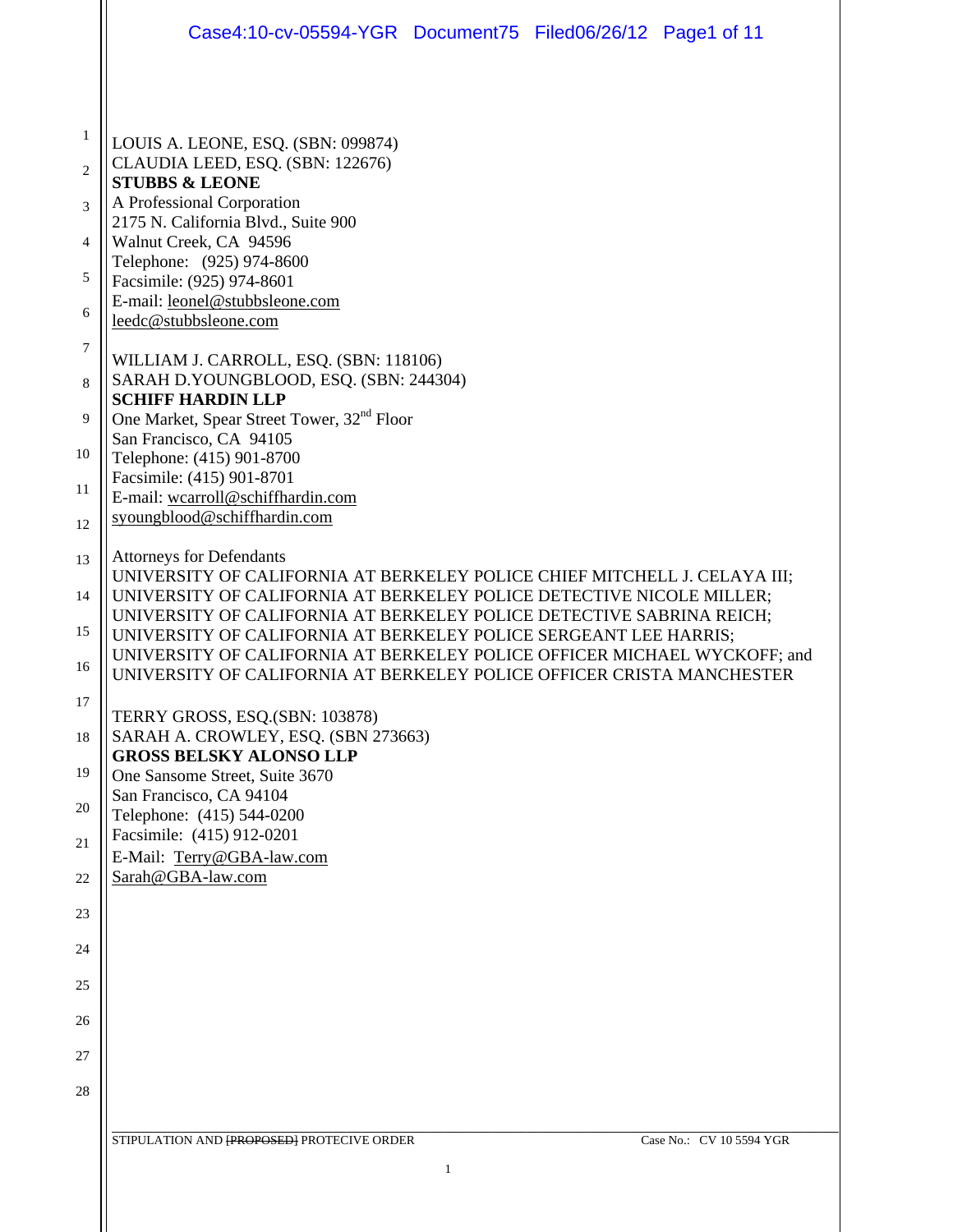LOUIS A. LEONE, ESQ. (SBN: 099874)
CLAUDIA LEED, ESQ. (SBN: 122676)
**STUBBS & LEONE**
A Professional Corporation
2175 N. California Blvd., Suite 900
Walnut Creek, CA 94596
Telephone: (925) 974-8600
Facsimile: (925) 974-8601
E-mail: leonel@stubbsleone.com
leedc@stubbsleone.com

WILLIAM J. CARROLL, ESQ. (SBN: 118106)
SARAH D.YOUNGBLOOD, ESQ. (SBN: 244304)
**SCHIFF HARDIN LLP**
One Market, Spear Street Tower, 32nd Floor
San Francisco, CA 94105
Telephone: (415) 901-8700
Facsimile: (415) 901-8701
E-mail: wcarroll@schiffhardin.com
syoungblood@schiffhardin.com

Attorneys for Defendants
UNIVERSITY OF CALIFORNIA AT BERKELEY POLICE CHIEF MITCHELL J. CELAYA III;
UNIVERSITY OF CALIFORNIA AT BERKELEY POLICE DETECTIVE NICOLE MILLER;
UNIVERSITY OF CALIFORNIA AT BERKELEY POLICE DETECTIVE SABRINA REICH;
UNIVERSITY OF CALIFORNIA AT BERKELEY POLICE SERGEANT LEE HARRIS;
UNIVERSITY OF CALIFORNIA AT BERKELEY POLICE OFFICER MICHAEL WYCKOFF; and
UNIVERSITY OF CALIFORNIA AT BERKELEY POLICE OFFICER CRISTA MANCHESTER

TERRY GROSS, ESQ.(SBN: 103878)
SARAH A. CROWLEY, ESQ. (SBN 273663)
**GROSS BELSKY ALONSO LLP**
One Sansome Street, Suite 3670
San Francisco, CA 94104
Telephone: (415) 544-0200
Facsimile: (415) 912-0201
E-Mail: Terry@GBA-law.com
Sarah@GBA-law.com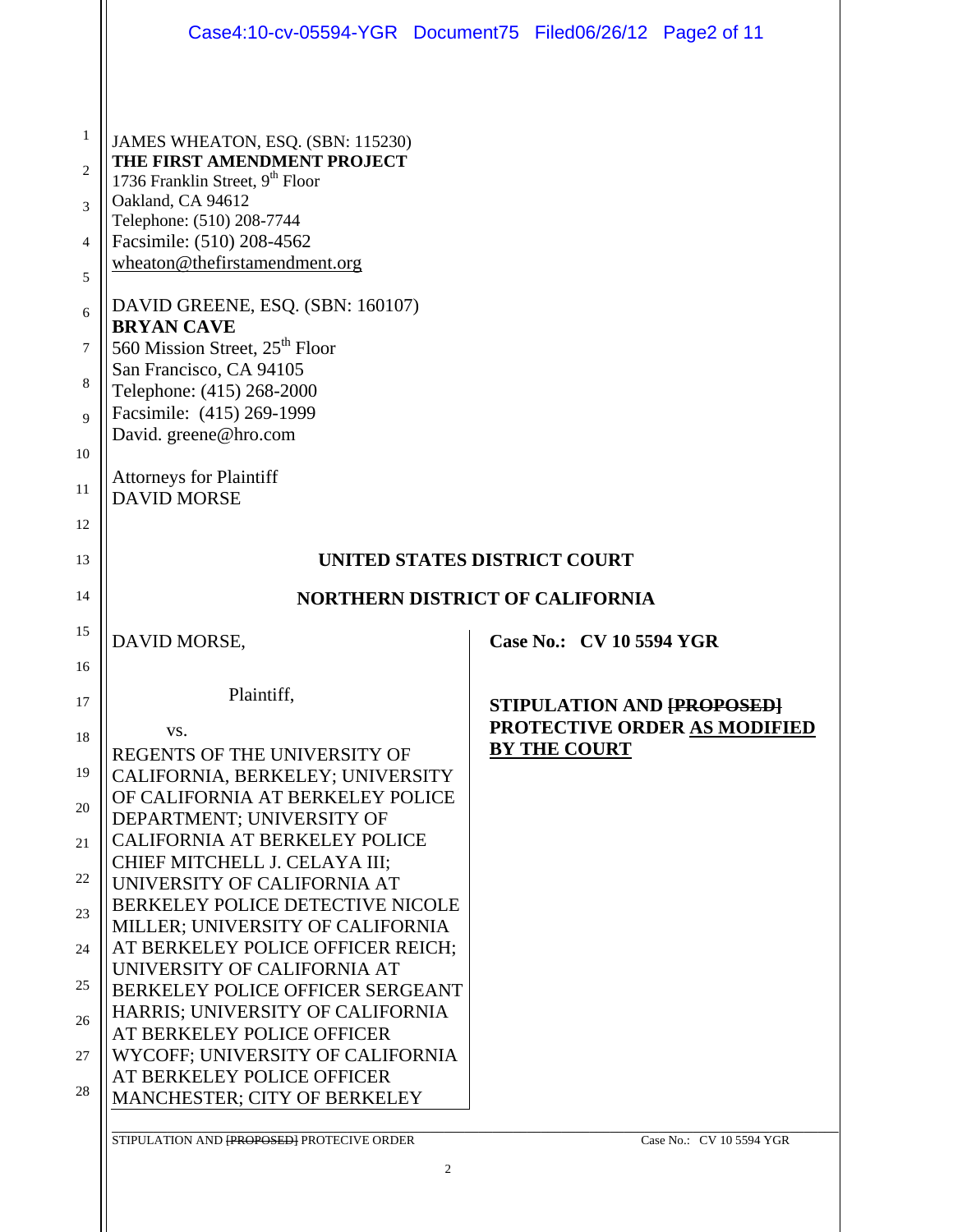JAMES WHEATON, ESQ. (SBN: 115230)
**THE FIRST AMENDMENT PROJECT**
1736 Franklin Street, 9th Floor
Oakland, CA 94612
Telephone: (510) 208-7744
Facsimile: (510) 208-4562
wheaton@thefirstamendment.org

DAVID GREENE, ESQ. (SBN: 160107)
**BRYAN CAVE**
560 Mission Street, 25th Floor
San Francisco, CA 94105
Telephone: (415) 268-2000
Facsimile: (415) 269-1999
David. greene@hro.com

Attorneys for Plaintiff
DAVID MORSE

**UNITED STATES DISTRICT COURT**

**NORTHERN DISTRICT OF CALIFORNIA**

DAVID MORSE,

Plaintiff,

vs.

REGENTS OF THE UNIVERSITY OF CALIFORNIA, BERKELEY; UNIVERSITY OF CALIFORNIA AT BERKELEY POLICE DEPARTMENT; UNIVERSITY OF CALIFORNIA AT BERKELEY POLICE CHIEF MITCHELL J. CELAYA III; UNIVERSITY OF CALIFORNIA AT BERKELEY POLICE DETECTIVE NICOLE MILLER; UNIVERSITY OF CALIFORNIA AT BERKELEY POLICE OFFICER REICH; UNIVERSITY OF CALIFORNIA AT BERKELEY POLICE OFFICER SERGEANT HARRIS; UNIVERSITY OF CALIFORNIA AT BERKELEY POLICE OFFICER WYCOFF; UNIVERSITY OF CALIFORNIA AT BERKELEY POLICE OFFICER MANCHESTER; CITY OF BERKELEY

**Case No.: CV 10 5594 YGR**

**STIPULATION AND ~~[PROPOSED]~~ PROTECTIVE ORDER AS MODIFIED BY THE COURT**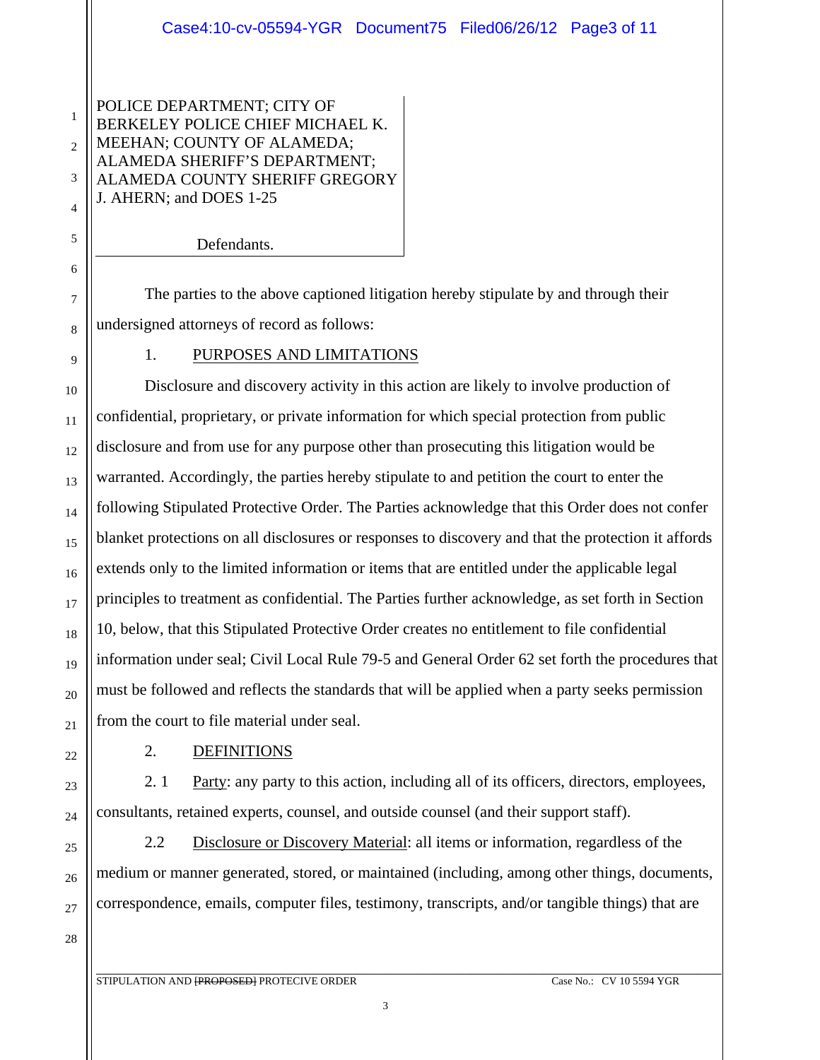POLICE DEPARTMENT; CITY OF BERKELEY POLICE CHIEF MICHAEL K. MEEHAN; COUNTY OF ALAMEDA; ALAMEDA SHERIFF'S DEPARTMENT; ALAMEDA COUNTY SHERIFF GREGORY J. AHERN; and DOES 1-25

Defendants.

The parties to the above captioned litigation hereby stipulate by and through their undersigned attorneys of record as follows:

1. PURPOSES AND LIMITATIONS

Disclosure and discovery activity in this action are likely to involve production of confidential, proprietary, or private information for which special protection from public disclosure and from use for any purpose other than prosecuting this litigation would be warranted. Accordingly, the parties hereby stipulate to and petition the court to enter the following Stipulated Protective Order. The Parties acknowledge that this Order does not confer blanket protections on all disclosures or responses to discovery and that the protection it affords extends only to the limited information or items that are entitled under the applicable legal principles to treatment as confidential. The Parties further acknowledge, as set forth in Section 10, below, that this Stipulated Protective Order creates no entitlement to file confidential information under seal; Civil Local Rule 79-5 and General Order 62 set forth the procedures that must be followed and reflects the standards that will be applied when a party seeks permission from the court to file material under seal.

2. DEFINITIONS

2. 1 Party: any party to this action, including all of its officers, directors, employees, consultants, retained experts, counsel, and outside counsel (and their support staff).

2.2 Disclosure or Discovery Material: all items or information, regardless of the medium or manner generated, stored, or maintained (including, among other things, documents, correspondence, emails, computer files, testimony, transcripts, and/or tangible things) that are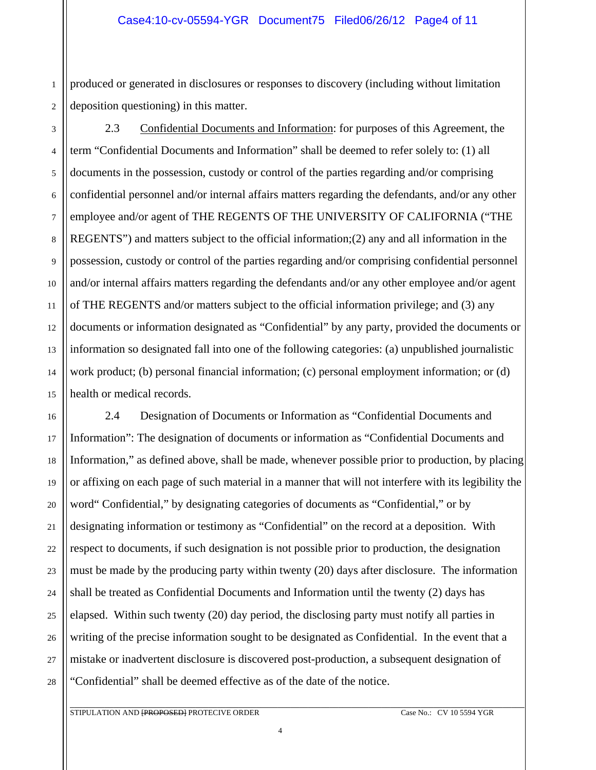produced or generated in disclosures or responses to discovery (including without limitation deposition questioning) in this matter.

2.3 <u>Confidential Documents and Information</u>: for purposes of this Agreement, the term "Confidential Documents and Information" shall be deemed to refer solely to: (1) all documents in the possession, custody or control of the parties regarding and/or comprising confidential personnel and/or internal affairs matters regarding the defendants, and/or any other employee and/or agent of THE REGENTS OF THE UNIVERSITY OF CALIFORNIA ("THE REGENTS") and matters subject to the official information;(2) any and all information in the possession, custody or control of the parties regarding and/or comprising confidential personnel and/or internal affairs matters regarding the defendants and/or any other employee and/or agent of THE REGENTS and/or matters subject to the official information privilege; and (3) any documents or information designated as "Confidential" by any party, provided the documents or information so designated fall into one of the following categories: (a) unpublished journalistic work product; (b) personal financial information; (c) personal employment information; or (d) health or medical records.

2.4 Designation of Documents or Information as "Confidential Documents and Information": The designation of documents or information as "Confidential Documents and Information," as defined above, shall be made, whenever possible prior to production, by placing or affixing on each page of such material in a manner that will not interfere with its legibility the word" Confidential," by designating categories of documents as "Confidential," or by designating information or testimony as "Confidential" on the record at a deposition. With respect to documents, if such designation is not possible prior to production, the designation must be made by the producing party within twenty (20) days after disclosure. The information shall be treated as Confidential Documents and Information until the twenty (2) days has elapsed. Within such twenty (20) day period, the disclosing party must notify all parties in writing of the precise information sought to be designated as Confidential. In the event that a mistake or inadvertent disclosure is discovered post-production, a subsequent designation of "Confidential" shall be deemed effective as of the date of the notice.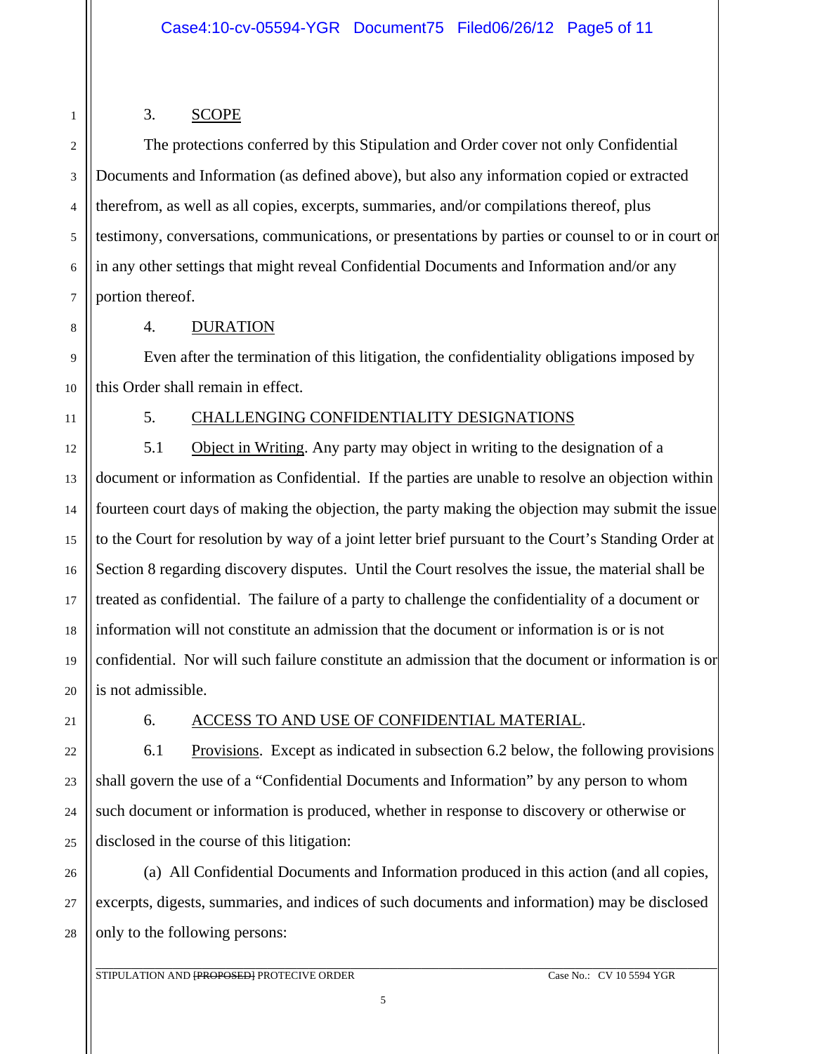3. SCOPE

The protections conferred by this Stipulation and Order cover not only Confidential Documents and Information (as defined above), but also any information copied or extracted therefrom, as well as all copies, excerpts, summaries, and/or compilations thereof, plus testimony, conversations, communications, or presentations by parties or counsel to or in court or in any other settings that might reveal Confidential Documents and Information and/or any portion thereof.

4. DURATION

Even after the termination of this litigation, the confidentiality obligations imposed by this Order shall remain in effect.

5. CHALLENGING CONFIDENTIALITY DESIGNATIONS

5.1 Object in Writing. Any party may object in writing to the designation of a document or information as Confidential. If the parties are unable to resolve an objection within fourteen court days of making the objection, the party making the objection may submit the issue to the Court for resolution by way of a joint letter brief pursuant to the Court's Standing Order at Section 8 regarding discovery disputes. Until the Court resolves the issue, the material shall be treated as confidential. The failure of a party to challenge the confidentiality of a document or information will not constitute an admission that the document or information is or is not confidential. Nor will such failure constitute an admission that the document or information is or is not admissible.

6. ACCESS TO AND USE OF CONFIDENTIAL MATERIAL.

6.1 Provisions. Except as indicated in subsection 6.2 below, the following provisions shall govern the use of a "Confidential Documents and Information" by any person to whom such document or information is produced, whether in response to discovery or otherwise or disclosed in the course of this litigation:

(a) All Confidential Documents and Information produced in this action (and all copies, excerpts, digests, summaries, and indices of such documents and information) may be disclosed only to the following persons: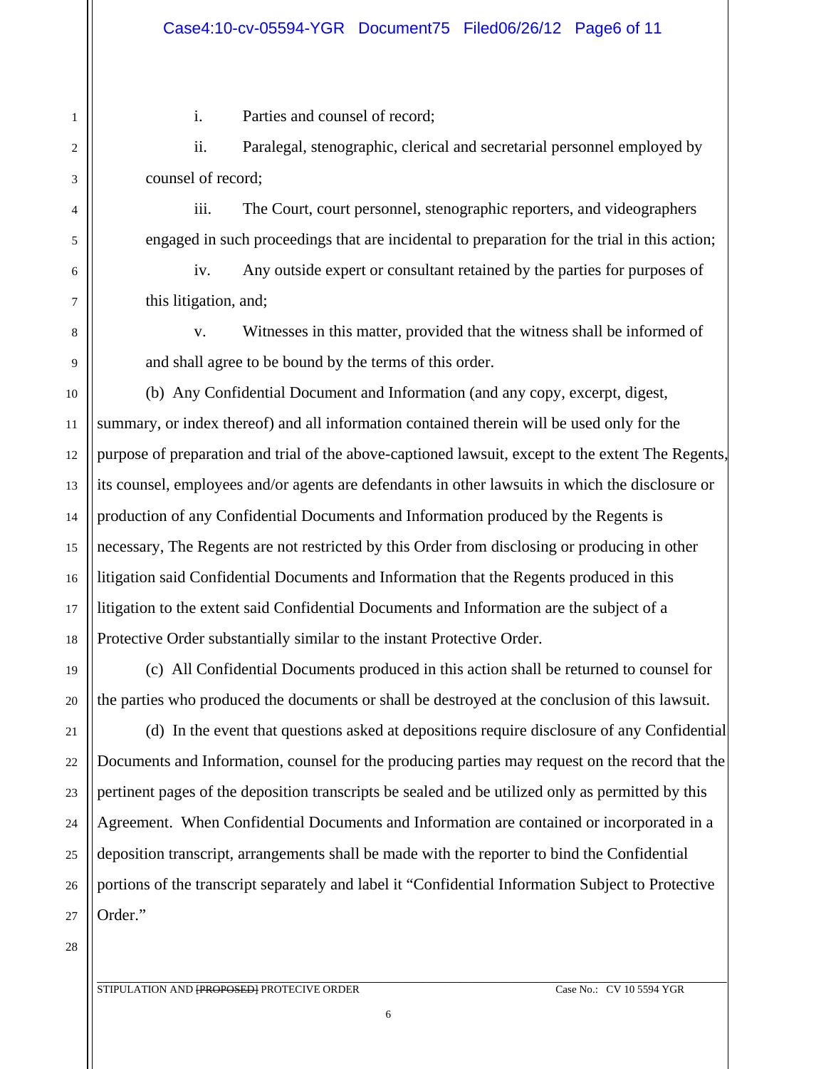i. Parties and counsel of record;

ii. Paralegal, stenographic, clerical and secretarial personnel employed by counsel of record;

iii. The Court, court personnel, stenographic reporters, and videographers engaged in such proceedings that are incidental to preparation for the trial in this action;

iv. Any outside expert or consultant retained by the parties for purposes of this litigation, and;

v. Witnesses in this matter, provided that the witness shall be informed of and shall agree to be bound by the terms of this order.

(b) Any Confidential Document and Information (and any copy, excerpt, digest, summary, or index thereof) and all information contained therein will be used only for the purpose of preparation and trial of the above-captioned lawsuit, except to the extent The Regents, its counsel, employees and/or agents are defendants in other lawsuits in which the disclosure or production of any Confidential Documents and Information produced by the Regents is necessary, The Regents are not restricted by this Order from disclosing or producing in other litigation said Confidential Documents and Information that the Regents produced in this litigation to the extent said Confidential Documents and Information are the subject of a Protective Order substantially similar to the instant Protective Order.

(c) All Confidential Documents produced in this action shall be returned to counsel for the parties who produced the documents or shall be destroyed at the conclusion of this lawsuit.

(d) In the event that questions asked at depositions require disclosure of any Confidential Documents and Information, counsel for the producing parties may request on the record that the pertinent pages of the deposition transcripts be sealed and be utilized only as permitted by this Agreement. When Confidential Documents and Information are contained or incorporated in a deposition transcript, arrangements shall be made with the reporter to bind the Confidential portions of the transcript separately and label it "Confidential Information Subject to Protective Order."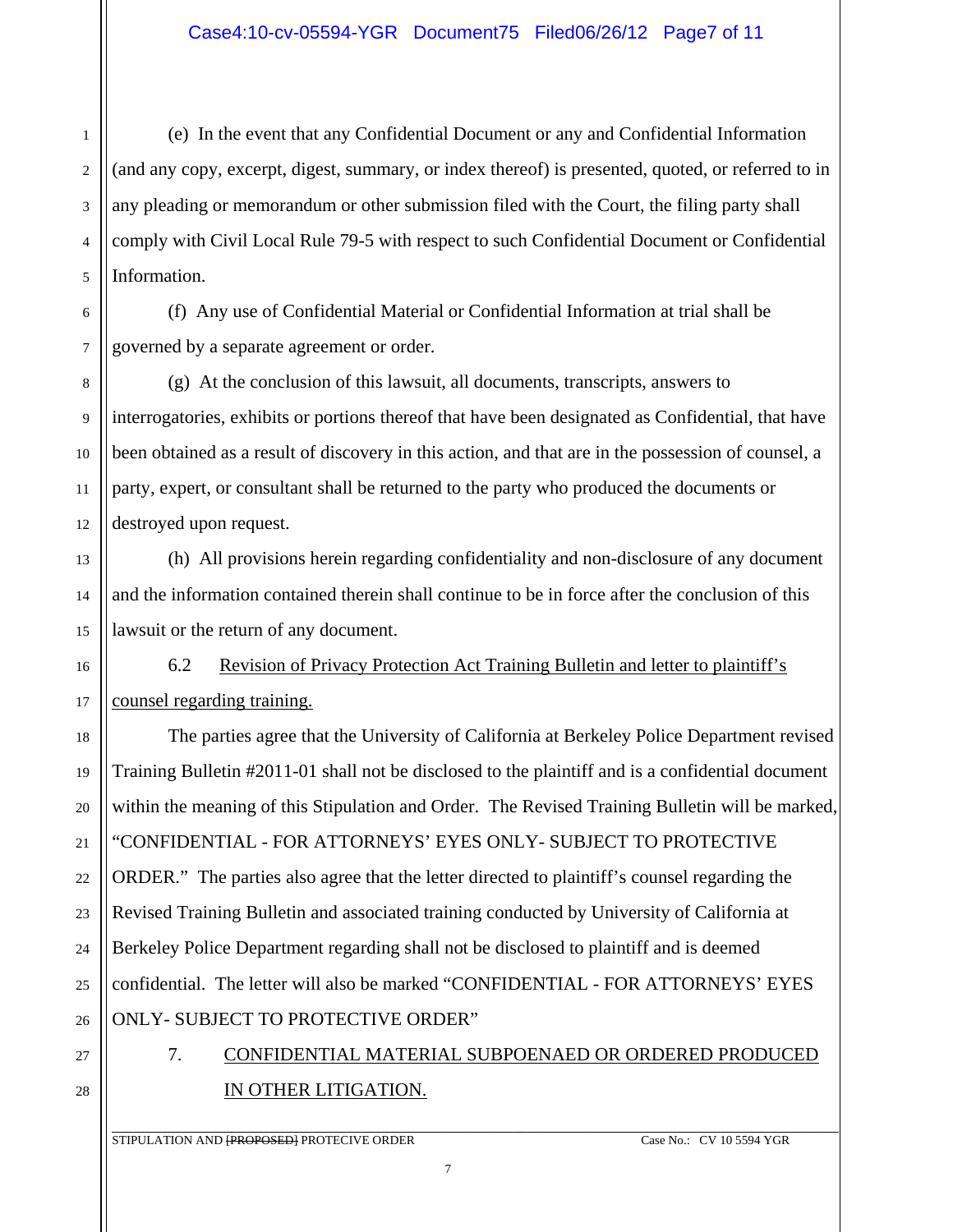(e) In the event that any Confidential Document or any and Confidential Information (and any copy, excerpt, digest, summary, or index thereof) is presented, quoted, or referred to in any pleading or memorandum or other submission filed with the Court, the filing party shall comply with Civil Local Rule 79-5 with respect to such Confidential Document or Confidential Information.

(f) Any use of Confidential Material or Confidential Information at trial shall be governed by a separate agreement or order.

(g) At the conclusion of this lawsuit, all documents, transcripts, answers to interrogatories, exhibits or portions thereof that have been designated as Confidential, that have been obtained as a result of discovery in this action, and that are in the possession of counsel, a party, expert, or consultant shall be returned to the party who produced the documents or destroyed upon request.

(h) All provisions herein regarding confidentiality and non-disclosure of any document and the information contained therein shall continue to be in force after the conclusion of this lawsuit or the return of any document.

6.2 Revision of Privacy Protection Act Training Bulletin and letter to plaintiff's counsel regarding training.

The parties agree that the University of California at Berkeley Police Department revised Training Bulletin #2011-01 shall not be disclosed to the plaintiff and is a confidential document within the meaning of this Stipulation and Order. The Revised Training Bulletin will be marked, "CONFIDENTIAL - FOR ATTORNEYS' EYES ONLY- SUBJECT TO PROTECTIVE ORDER." The parties also agree that the letter directed to plaintiff's counsel regarding the Revised Training Bulletin and associated training conducted by University of California at Berkeley Police Department regarding shall not be disclosed to plaintiff and is deemed confidential. The letter will also be marked "CONFIDENTIAL - FOR ATTORNEYS' EYES ONLY- SUBJECT TO PROTECTIVE ORDER"

7. CONFIDENTIAL MATERIAL SUBPOENAED OR ORDERED PRODUCED IN OTHER LITIGATION.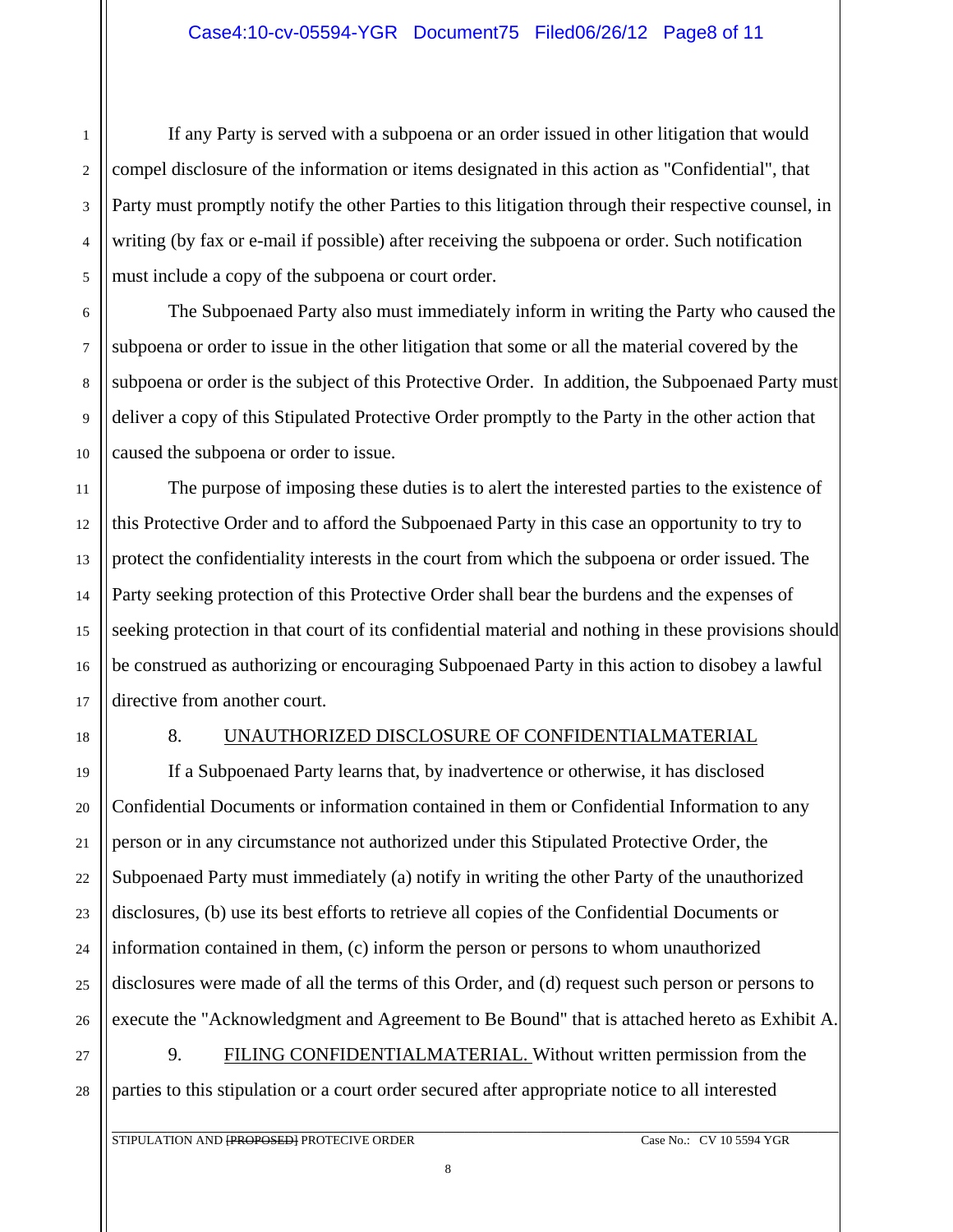If any Party is served with a subpoena or an order issued in other litigation that would compel disclosure of the information or items designated in this action as "Confidential", that Party must promptly notify the other Parties to this litigation through their respective counsel, in writing (by fax or e-mail if possible) after receiving the subpoena or order. Such notification must include a copy of the subpoena or court order.

The Subpoenaed Party also must immediately inform in writing the Party who caused the subpoena or order to issue in the other litigation that some or all the material covered by the subpoena or order is the subject of this Protective Order. In addition, the Subpoenaed Party must deliver a copy of this Stipulated Protective Order promptly to the Party in the other action that caused the subpoena or order to issue.

The purpose of imposing these duties is to alert the interested parties to the existence of this Protective Order and to afford the Subpoenaed Party in this case an opportunity to try to protect the confidentiality interests in the court from which the subpoena or order issued. The Party seeking protection of this Protective Order shall bear the burdens and the expenses of seeking protection in that court of its confidential material and nothing in these provisions should be construed as authorizing or encouraging Subpoenaed Party in this action to disobey a lawful directive from another court.

8. UNAUTHORIZED DISCLOSURE OF CONFIDENTIALMATERIAL

If a Subpoenaed Party learns that, by inadvertence or otherwise, it has disclosed Confidential Documents or information contained in them or Confidential Information to any person or in any circumstance not authorized under this Stipulated Protective Order, the Subpoenaed Party must immediately (a) notify in writing the other Party of the unauthorized disclosures, (b) use its best efforts to retrieve all copies of the Confidential Documents or information contained in them, (c) inform the person or persons to whom unauthorized disclosures were made of all the terms of this Order, and (d) request such person or persons to execute the "Acknowledgment and Agreement to Be Bound" that is attached hereto as Exhibit A.

9. FILING CONFIDENTIALMATERIAL. Without written permission from the parties to this stipulation or a court order secured after appropriate notice to all interested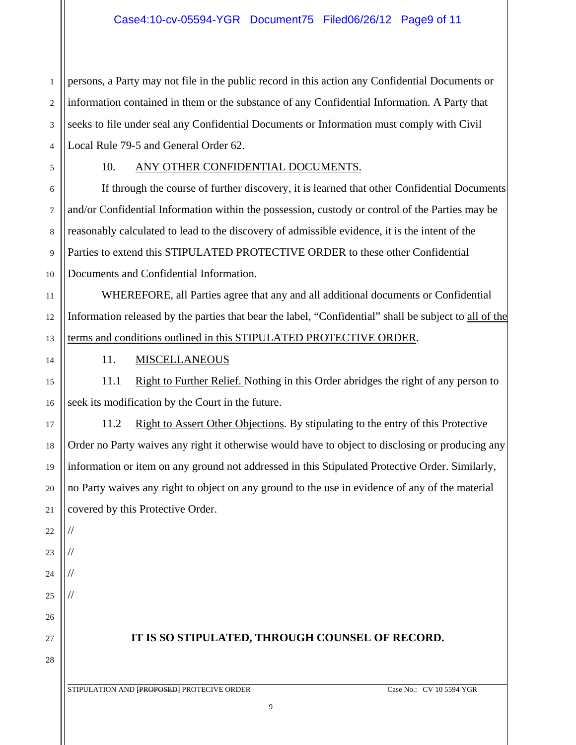persons, a Party may not file in the public record in this action any Confidential Documents or information contained in them or the substance of any Confidential Information. A Party that seeks to file under seal any Confidential Documents or Information must comply with Civil Local Rule 79-5 and General Order 62.

10. ANY OTHER CONFIDENTIAL DOCUMENTS.

If through the course of further discovery, it is learned that other Confidential Documents and/or Confidential Information within the possession, custody or control of the Parties may be reasonably calculated to lead to the discovery of admissible evidence, it is the intent of the Parties to extend this STIPULATED PROTECTIVE ORDER to these other Confidential Documents and Confidential Information.

WHEREFORE, all Parties agree that any and all additional documents or Confidential Information released by the parties that bear the label, "Confidential" shall be subject to all of the terms and conditions outlined in this STIPULATED PROTECTIVE ORDER.

11. MISCELLANEOUS

11.1 Right to Further Relief. Nothing in this Order abridges the right of any person to seek its modification by the Court in the future.

11.2 Right to Assert Other Objections. By stipulating to the entry of this Protective Order no Party waives any right it otherwise would have to object to disclosing or producing any information or item on any ground not addressed in this Stipulated Protective Order. Similarly, no Party waives any right to object on any ground to the use in evidence of any of the material covered by this Protective Order.

//

//

//

//

**IT IS SO STIPULATED, THROUGH COUNSEL OF RECORD.**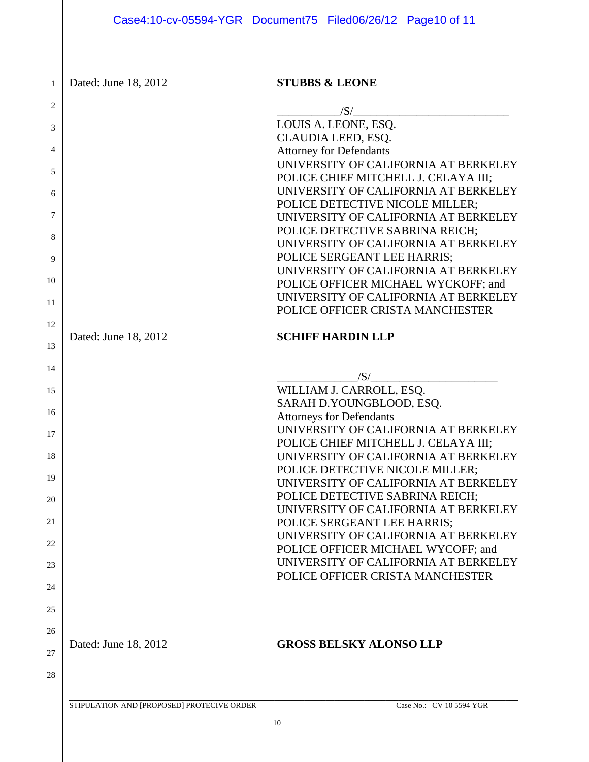Dated: June 18, 2012

**STUBBS & LEONE**

/S/

LOUIS A. LEONE, ESQ.
CLAUDIA LEED, ESQ.
Attorney for Defendants
UNIVERSITY OF CALIFORNIA AT BERKELEY POLICE CHIEF MITCHELL J. CELAYA III;
UNIVERSITY OF CALIFORNIA AT BERKELEY POLICE DETECTIVE NICOLE MILLER;
UNIVERSITY OF CALIFORNIA AT BERKELEY POLICE DETECTIVE SABRINA REICH;
UNIVERSITY OF CALIFORNIA AT BERKELEY POLICE SERGEANT LEE HARRIS;
UNIVERSITY OF CALIFORNIA AT BERKELEY POLICE OFFICER MICHAEL WYCKOFF; and
UNIVERSITY OF CALIFORNIA AT BERKELEY POLICE OFFICER CRISTA MANCHESTER

Dated: June 18, 2012

**SCHIFF HARDIN LLP**

/S/

WILLIAM J. CARROLL, ESQ.
SARAH D.YOUNGBLOOD, ESQ.
Attorneys for Defendants
UNIVERSITY OF CALIFORNIA AT BERKELEY POLICE CHIEF MITCHELL J. CELAYA III;
UNIVERSITY OF CALIFORNIA AT BERKELEY POLICE DETECTIVE NICOLE MILLER;
UNIVERSITY OF CALIFORNIA AT BERKELEY POLICE DETECTIVE SABRINA REICH;
UNIVERSITY OF CALIFORNIA AT BERKELEY POLICE SERGEANT LEE HARRIS;
UNIVERSITY OF CALIFORNIA AT BERKELEY POLICE OFFICER MICHAEL WYCOFF; and
UNIVERSITY OF CALIFORNIA AT BERKELEY POLICE OFFICER CRISTA MANCHESTER

Dated: June 18, 2012

**GROSS BELSKY ALONSO LLP**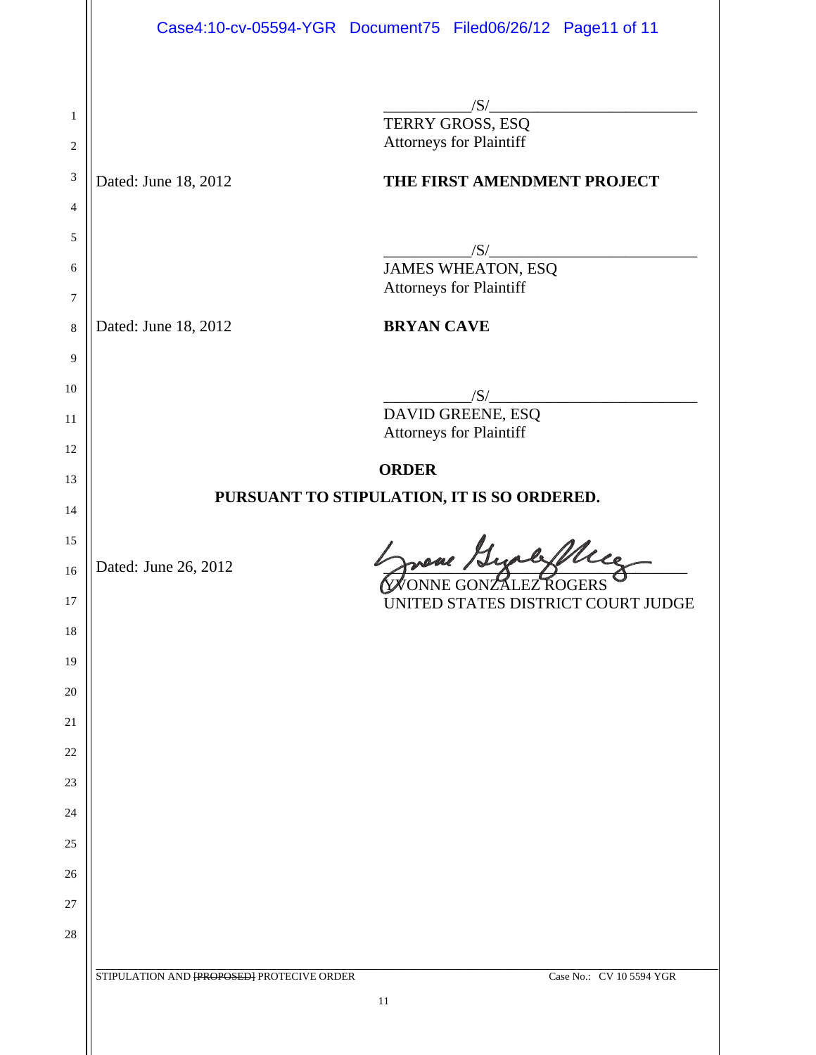___________/S/___________________________
TERRY GROSS, ESQ
Attorneys for Plaintiff

Dated: June 18, 2012 **THE FIRST AMENDMENT PROJECT**

___________/S/___________________________
JAMES WHEATON, ESQ
Attorneys for Plaintiff

Dated: June 18, 2012 **BRYAN CAVE**

___________/S/___________________________
DAVID GREENE, ESQ
Attorneys for Plaintiff

**ORDER**

**PURSUANT TO STIPULATION, IT IS SO ORDERED.**

Dated: June 26, 2012

___________________________________
YVONNE GONZALEZ ROGERS
UNITED STATES DISTRICT COURT JUDGE